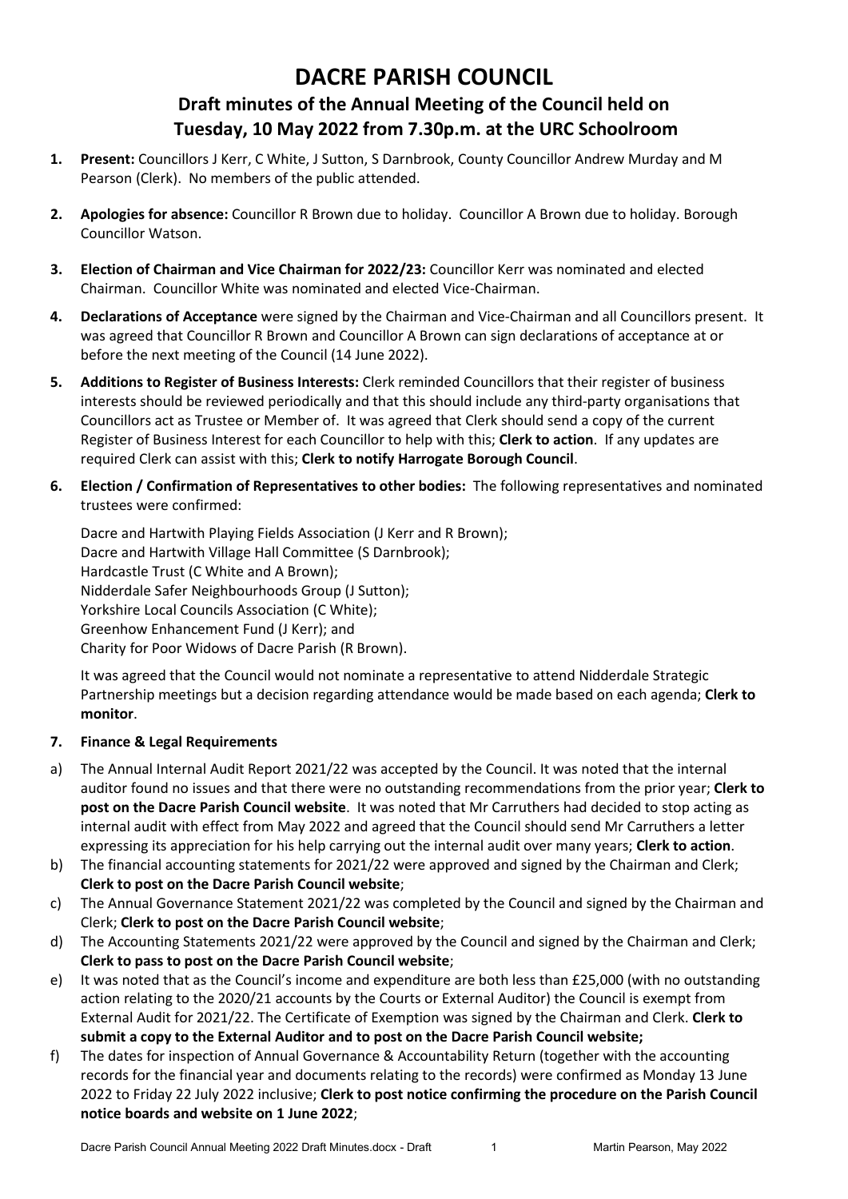# DACRE PARISH COUNCIL

## Draft minutes of the Annual Meeting of the Council held on Tuesday, 10 May 2022 from 7.30p.m. at the URC Schoolroom

1. **Present:** Councillors J Kerr, C White, J Sutton, S Darnbrook, County Councillor Andrew Murday and M Pearson (Clerk). No members of the public attended.

2. **Apologies for absence:** Councillor R Brown due to holiday. Councillor A Brown due to holiday. Borough Councillor Watson.

3. **Election of Chairman and Vice Chairman for 2022/23:** Councillor Kerr was nominated and elected Chairman. Councillor White was nominated and elected Vice-Chairman.

4. **Declarations of Acceptance** were signed by the Chairman and Vice-Chairman and all Councillors present. It was agreed that Councillor R Brown and Councillor A Brown can sign declarations of acceptance at or before the next meeting of the Council (14 June 2022).

5. **Additions to Register of Business Interests:** Clerk reminded Councillors that their register of business interests should be reviewed periodically and that this should include any third-party organisations that Councillors act as Trustee or Member of. It was agreed that Clerk should send a copy of the current Register of Business Interest for each Councillor to help with this; **Clerk to action**. If any updates are required Clerk can assist with this; **Clerk to notify Harrogate Borough Council**.

6. **Election / Confirmation of Representatives to other bodies:** The following representatives and nominated trustees were confirmed:

   Dacre and Hartwith Playing Fields Association (J Kerr and R Brown);
   Dacre and Hartwith Village Hall Committee (S Darnbrook);
   Hardcastle Trust (C White and A Brown);
   Nidderdale Safer Neighbourhoods Group (J Sutton);
   Yorkshire Local Councils Association (C White);
   Greenhow Enhancement Fund (J Kerr); and
   Charity for Poor Widows of Dacre Parish (R Brown).

   It was agreed that the Council would not nominate a representative to attend Nidderdale Strategic Partnership meetings but a decision regarding attendance would be made based on each agenda; **Clerk to monitor**.

7. **Finance & Legal Requirements**

a) The Annual Internal Audit Report 2021/22 was accepted by the Council. It was noted that the internal auditor found no issues and that there were no outstanding recommendations from the prior year; **Clerk to post on the Dacre Parish Council website**. It was noted that Mr Carruthers had decided to stop acting as internal audit with effect from May 2022 and agreed that the Council should send Mr Carruthers a letter expressing its appreciation for his help carrying out the internal audit over many years; **Clerk to action**.

b) The financial accounting statements for 2021/22 were approved and signed by the Chairman and Clerk; **Clerk to post on the Dacre Parish Council website**;

c) The Annual Governance Statement 2021/22 was completed by the Council and signed by the Chairman and Clerk; **Clerk to post on the Dacre Parish Council website**;

d) The Accounting Statements 2021/22 were approved by the Council and signed by the Chairman and Clerk; **Clerk to pass to post on the Dacre Parish Council website**;

e) It was noted that as the Council's income and expenditure are both less than £25,000 (with no outstanding action relating to the 2020/21 accounts by the Courts or External Auditor) the Council is exempt from External Audit for 2021/22. The Certificate of Exemption was signed by the Chairman and Clerk. **Clerk to submit a copy to the External Auditor and to post on the Dacre Parish Council website;**

f) The dates for inspection of Annual Governance & Accountability Return (together with the accounting records for the financial year and documents relating to the records) were confirmed as Monday 13 June 2022 to Friday 22 July 2022 inclusive; **Clerk to post notice confirming the procedure on the Parish Council notice boards and website on 1 June 2022**;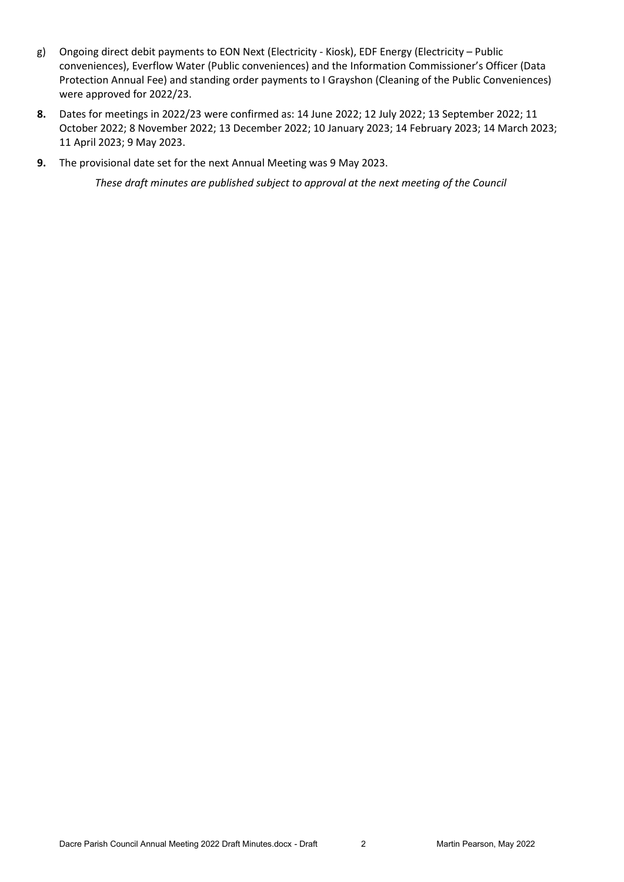g) Ongoing direct debit payments to EON Next (Electricity - Kiosk), EDF Energy (Electricity – Public conveniences), Everflow Water (Public conveniences) and the Information Commissioner's Officer (Data Protection Annual Fee) and standing order payments to I Grayshon (Cleaning of the Public Conveniences) were approved for 2022/23.

**8.** Dates for meetings in 2022/23 were confirmed as: 14 June 2022; 12 July 2022; 13 September 2022; 11 October 2022; 8 November 2022; 13 December 2022; 10 January 2023; 14 February 2023; 14 March 2023; 11 April 2023; 9 May 2023.

**9.** The provisional date set for the next Annual Meeting was 9 May 2023.

*These draft minutes are published subject to approval at the next meeting of the Council*